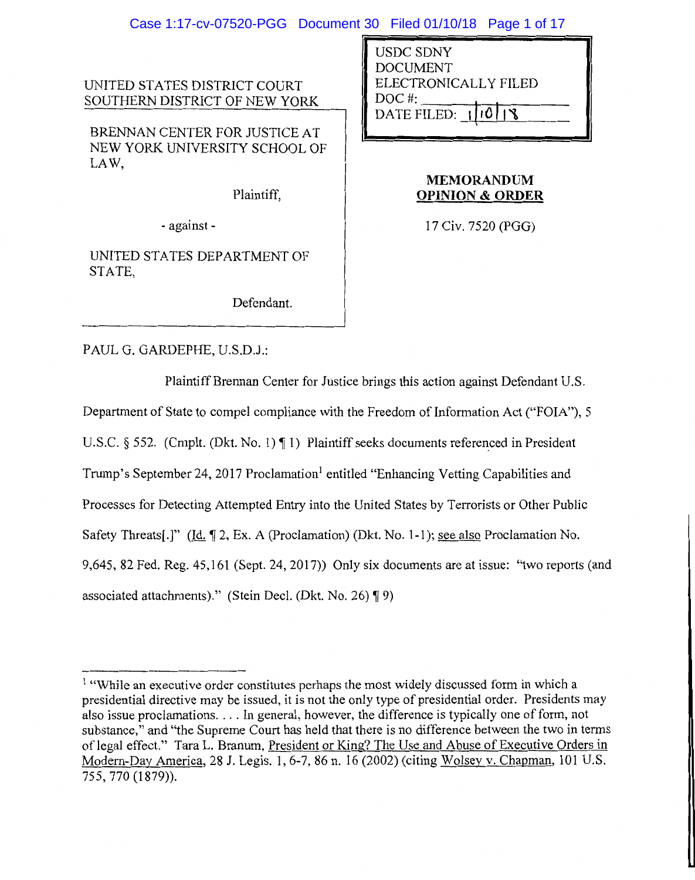UNITED STATES DISTRICT COURT
SOUTHERN DISTRICT OF NEW YORK

USDC SDNY
DOCUMENT
ELECTRONICALLY FILED
DOC #: 
DATE FILED: 1/10/18

BRENNAN CENTER FOR JUSTICE AT NEW YORK UNIVERSITY SCHOOL OF LAW,

Plaintiff,

- against -

UNITED STATES DEPARTMENT OF STATE,

Defendant.

**MEMORANDUM OPINION & ORDER**

17 Civ. 7520 (PGG)

PAUL G. GARDEPHE, U.S.D.J.:

Plaintiff Brennan Center for Justice brings this action against Defendant U.S. Department of State to compel compliance with the Freedom of Information Act ("FOIA"), 5 U.S.C. § 552. (Cmplt. (Dkt. No. 1) ¶ 1) Plaintiff seeks documents referenced in President Trump's September 24, 2017 Proclamation[1] entitled "Enhancing Vetting Capabilities and Processes for Detecting Attempted Entry into the United States by Terrorists or Other Public Safety Threats[.]" (Id. ¶ 2, Ex. A (Proclamation) (Dkt. No. 1-1); see also Proclamation No. 9,645, 82 Fed. Reg. 45,161 (Sept. 24, 2017)) Only six documents are at issue: "two reports (and associated attachments)." (Stein Decl. (Dkt. No. 26) ¶ 9)

---

[1] "While an executive order constitutes perhaps the most widely discussed form in which a presidential directive may be issued, it is not the only type of presidential order. Presidents may also issue proclamations. . . . In general, however, the difference is typically one of form, not substance," and "the Supreme Court has held that there is no difference between the two in terms of legal effect." Tara L. Branum, President or King? The Use and Abuse of Executive Orders in Modern-Day America, 28 J. Legis. 1, 6-7, 86 n. 16 (2002) (citing Wolsey v. Chapman, 101 U.S. 755, 770 (1879)).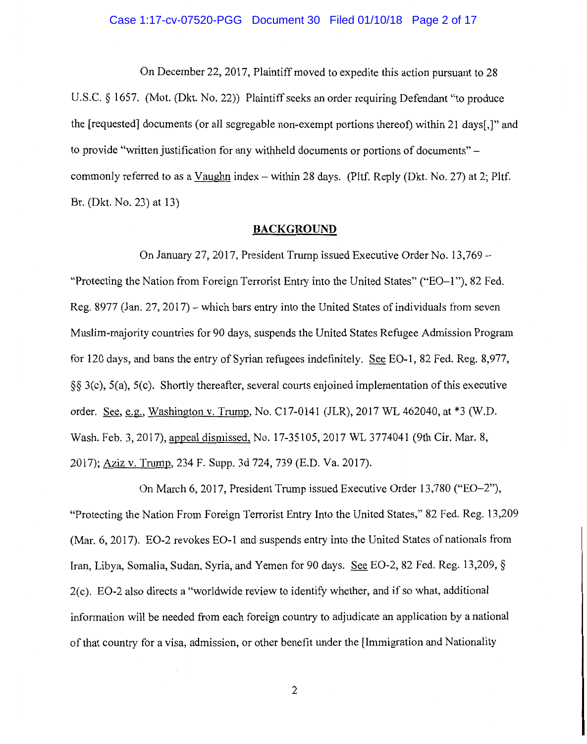On December 22, 2017, Plaintiff moved to expedite this action pursuant to 28 U.S.C. § 1657. (Mot. (Dkt. No. 22)) Plaintiff seeks an order requiring Defendant "to produce the [requested] documents (or all segregable non-exempt portions thereof) within 21 days[,]" and to provide "written justification for any withheld documents or portions of documents" – commonly referred to as a Vaughn index – within 28 days. (Pltf. Reply (Dkt. No. 27) at 2; Pltf. Br. (Dkt. No. 23) at 13)

## BACKGROUND

On January 27, 2017, President Trump issued Executive Order No. 13,769 – "Protecting the Nation from Foreign Terrorist Entry into the United States" ("EO–1"), 82 Fed. Reg. 8977 (Jan. 27, 2017) – which bars entry into the United States of individuals from seven Muslim-majority countries for 90 days, suspends the United States Refugee Admission Program for 120 days, and bans the entry of Syrian refugees indefinitely. See EO-1, 82 Fed. Reg. 8,977, §§ 3(c), 5(a), 5(c). Shortly thereafter, several courts enjoined implementation of this executive order. See, e.g., Washington v. Trump, No. C17-0141 (JLR), 2017 WL 462040, at *3 (W.D. Wash. Feb. 3, 2017), appeal dismissed, No. 17-35105, 2017 WL 3774041 (9th Cir. Mar. 8, 2017); Aziz v. Trump, 234 F. Supp. 3d 724, 739 (E.D. Va. 2017).

On March 6, 2017, President Trump issued Executive Order 13,780 ("EO–2"), "Protecting the Nation From Foreign Terrorist Entry Into the United States," 82 Fed. Reg. 13,209 (Mar. 6, 2017). EO-2 revokes EO-1 and suspends entry into the United States of nationals from Iran, Libya, Somalia, Sudan, Syria, and Yemen for 90 days. See EO-2, 82 Fed. Reg. 13,209, § 2(c). EO-2 also directs a "worldwide review to identify whether, and if so what, additional information will be needed from each foreign country to adjudicate an application by a national of that country for a visa, admission, or other benefit under the [Immigration and Nationality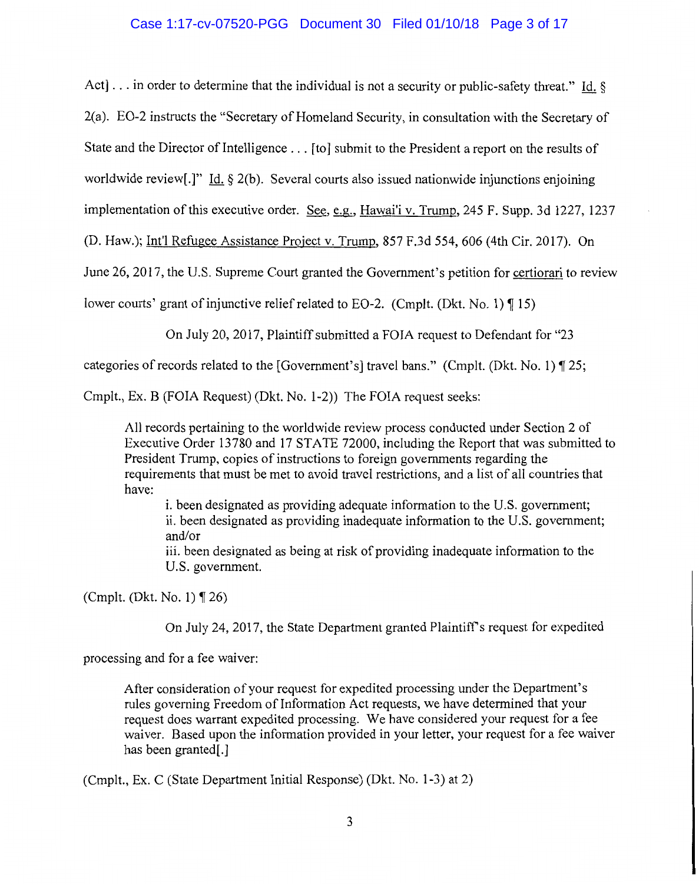Act] . . . in order to determine that the individual is not a security or public-safety threat." Id. § 2(a). EO-2 instructs the "Secretary of Homeland Security, in consultation with the Secretary of State and the Director of Intelligence . . . [to] submit to the President a report on the results of worldwide review[.]" Id. § 2(b). Several courts also issued nationwide injunctions enjoining implementation of this executive order. See, e.g., Hawai'i v. Trump, 245 F. Supp. 3d 1227, 1237 (D. Haw.); Int'l Refugee Assistance Project v. Trump, 857 F.3d 554, 606 (4th Cir. 2017). On June 26, 2017, the U.S. Supreme Court granted the Government's petition for certiorari to review lower courts' grant of injunctive relief related to EO-2. (Cmplt. (Dkt. No. 1) ¶ 15)

On July 20, 2017, Plaintiff submitted a FOIA request to Defendant for "23 categories of records related to the [Government's] travel bans." (Cmplt. (Dkt. No. 1) ¶ 25; Cmplt., Ex. B (FOIA Request) (Dkt. No. 1-2)) The FOIA request seeks:

> All records pertaining to the worldwide review process conducted under Section 2 of Executive Order 13780 and 17 STATE 72000, including the Report that was submitted to President Trump, copies of instructions to foreign governments regarding the requirements that must be met to avoid travel restrictions, and a list of all countries that have:
>
> i. been designated as providing adequate information to the U.S. government;
> ii. been designated as providing inadequate information to the U.S. government; and/or
> iii. been designated as being at risk of providing inadequate information to the U.S. government.

(Cmplt. (Dkt. No. 1) ¶ 26)

On July 24, 2017, the State Department granted Plaintiff's request for expedited processing and for a fee waiver:

> After consideration of your request for expedited processing under the Department's rules governing Freedom of Information Act requests, we have determined that your request does warrant expedited processing. We have considered your request for a fee waiver. Based upon the information provided in your letter, your request for a fee waiver has been granted[.]

(Cmplt., Ex. C (State Department Initial Response) (Dkt. No. 1-3) at 2)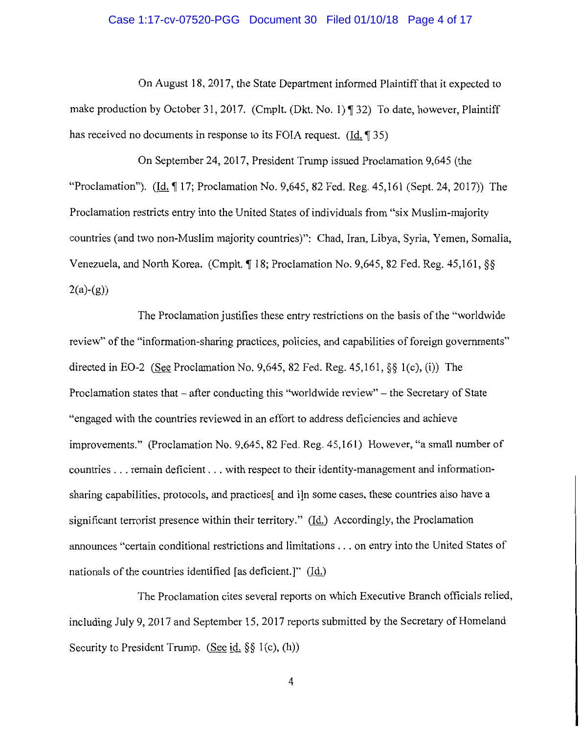On August 18, 2017, the State Department informed Plaintiff that it expected to make production by October 31, 2017. (Cmplt. (Dkt. No. 1) ¶ 32) To date, however, Plaintiff has received no documents in response to its FOIA request. (Id. ¶ 35)

On September 24, 2017, President Trump issued Proclamation 9,645 (the "Proclamation"). (Id. ¶ 17; Proclamation No. 9,645, 82 Fed. Reg. 45,161 (Sept. 24, 2017)) The Proclamation restricts entry into the United States of individuals from "six Muslim-majority countries (and two non-Muslim majority countries)": Chad, Iran, Libya, Syria, Yemen, Somalia, Venezuela, and North Korea. (Cmplt. ¶ 18; Proclamation No. 9,645, 82 Fed. Reg. 45,161, §§ 2(a)-(g))

The Proclamation justifies these entry restrictions on the basis of the "worldwide review" of the "information-sharing practices, policies, and capabilities of foreign governments" directed in EO-2 (See Proclamation No. 9,645, 82 Fed. Reg. 45,161, §§ 1(c), (i)) The Proclamation states that – after conducting this "worldwide review" – the Secretary of State "engaged with the countries reviewed in an effort to address deficiencies and achieve improvements." (Proclamation No. 9,645, 82 Fed. Reg. 45,161) However, "a small number of countries . . . remain deficient . . . with respect to their identity-management and information-sharing capabilities, protocols, and practices[ and i]n some cases, these countries also have a significant terrorist presence within their territory." (Id.) Accordingly, the Proclamation announces "certain conditional restrictions and limitations . . . on entry into the United States of nationals of the countries identified [as deficient.]" (Id.)

The Proclamation cites several reports on which Executive Branch officials relied, including July 9, 2017 and September 15, 2017 reports submitted by the Secretary of Homeland Security to President Trump. (See id. §§ 1(c), (h))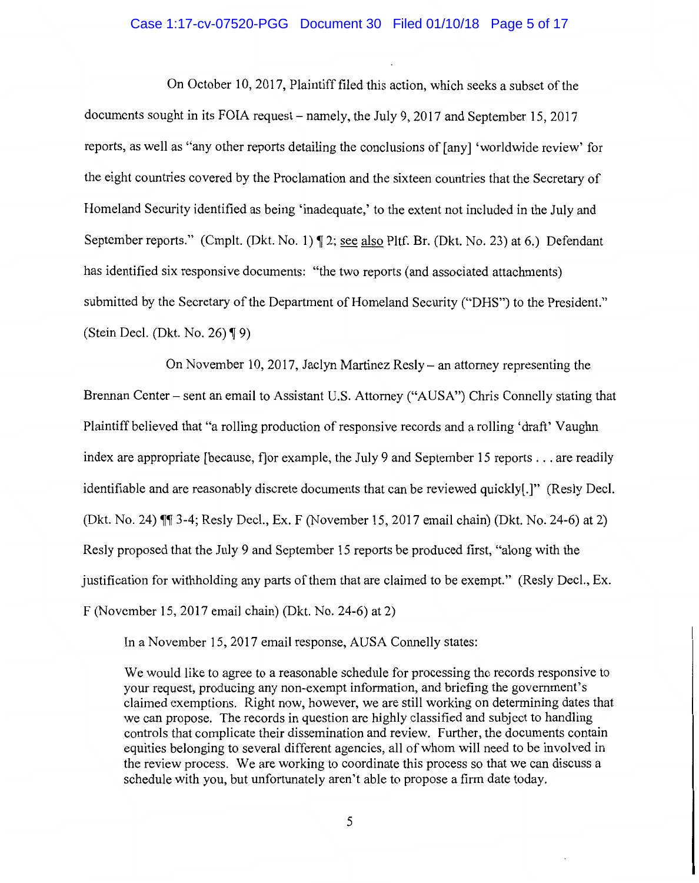On October 10, 2017, Plaintiff filed this action, which seeks a subset of the documents sought in its FOIA request – namely, the July 9, 2017 and September 15, 2017 reports, as well as "any other reports detailing the conclusions of [any] 'worldwide review' for the eight countries covered by the Proclamation and the sixteen countries that the Secretary of Homeland Security identified as being 'inadequate,' to the extent not included in the July and September reports." (Cmplt. (Dkt. No. 1) ¶ 2; see also Pltf. Br. (Dkt. No. 23) at 6.) Defendant has identified six responsive documents: "the two reports (and associated attachments) submitted by the Secretary of the Department of Homeland Security ("DHS") to the President." (Stein Decl. (Dkt. No. 26) ¶ 9)

On November 10, 2017, Jaclyn Martinez Resly – an attorney representing the Brennan Center – sent an email to Assistant U.S. Attorney ("AUSA") Chris Connelly stating that Plaintiff believed that "a rolling production of responsive records and a rolling 'draft' Vaughn index are appropriate [because, f]or example, the July 9 and September 15 reports . . . are readily identifiable and are reasonably discrete documents that can be reviewed quickly[.]" (Resly Decl. (Dkt. No. 24) ¶¶ 3-4; Resly Decl., Ex. F (November 15, 2017 email chain) (Dkt. No. 24-6) at 2) Resly proposed that the July 9 and September 15 reports be produced first, "along with the justification for withholding any parts of them that are claimed to be exempt." (Resly Decl., Ex. F (November 15, 2017 email chain) (Dkt. No. 24-6) at 2)

In a November 15, 2017 email response, AUSA Connelly states:

> We would like to agree to a reasonable schedule for processing the records responsive to your request, producing any non-exempt information, and briefing the government's claimed exemptions. Right now, however, we are still working on determining dates that we can propose. The records in question are highly classified and subject to handling controls that complicate their dissemination and review. Further, the documents contain equities belonging to several different agencies, all of whom will need to be involved in the review process. We are working to coordinate this process so that we can discuss a schedule with you, but unfortunately aren't able to propose a firm date today.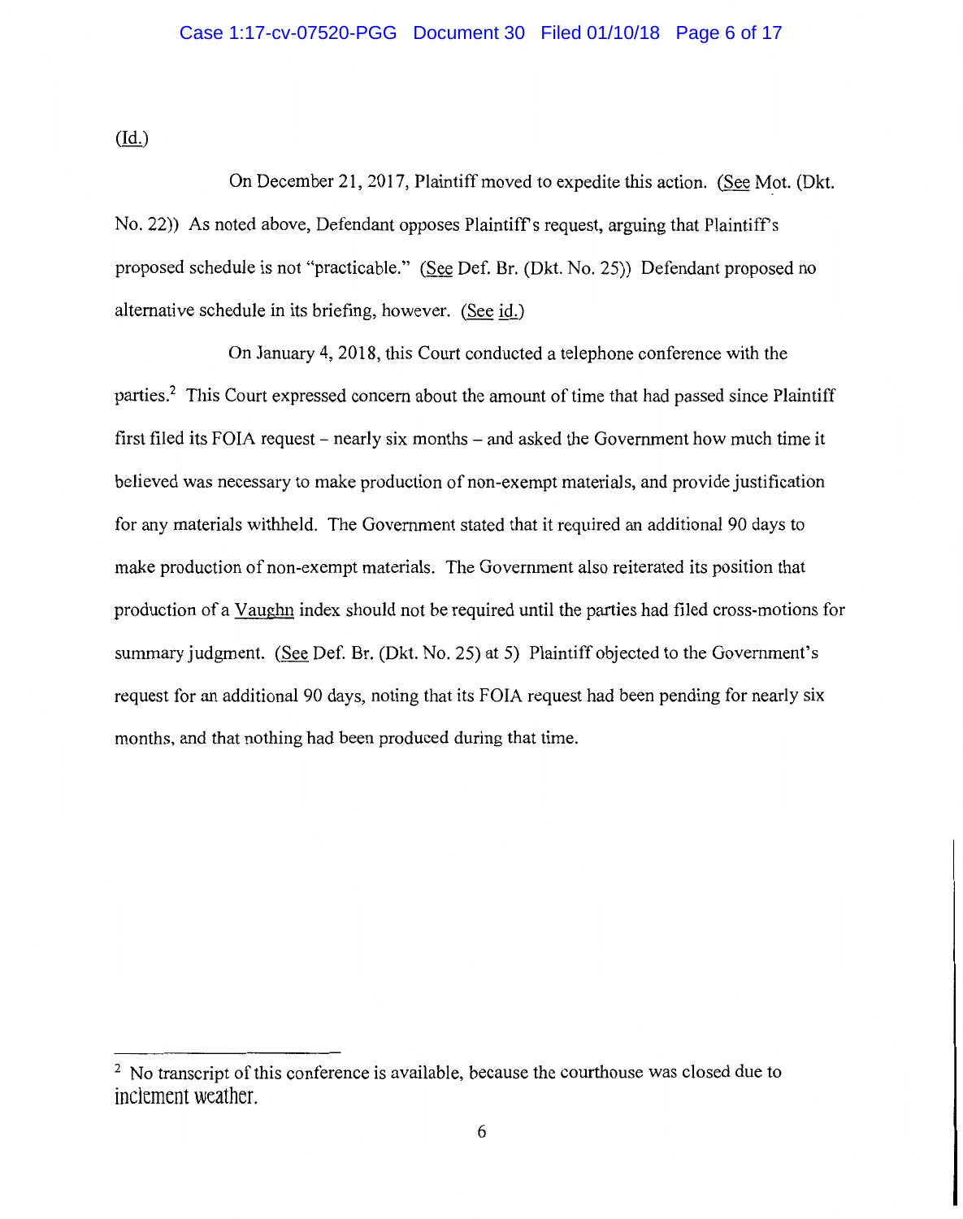(Id.)

On December 21, 2017, Plaintiff moved to expedite this action. (See Mot. (Dkt. No. 22)) As noted above, Defendant opposes Plaintiff's request, arguing that Plaintiff's proposed schedule is not "practicable." (See Def. Br. (Dkt. No. 25)) Defendant proposed no alternative schedule in its briefing, however. (See id.)

On January 4, 2018, this Court conducted a telephone conference with the parties.[2] This Court expressed concern about the amount of time that had passed since Plaintiff first filed its FOIA request – nearly six months – and asked the Government how much time it believed was necessary to make production of non-exempt materials, and provide justification for any materials withheld. The Government stated that it required an additional 90 days to make production of non-exempt materials. The Government also reiterated its position that production of a Vaughn index should not be required until the parties had filed cross-motions for summary judgment. (See Def. Br. (Dkt. No. 25) at 5) Plaintiff objected to the Government's request for an additional 90 days, noting that its FOIA request had been pending for nearly six months, and that nothing had been produced during that time.

---

[2] No transcript of this conference is available, because the courthouse was closed due to inclement weather.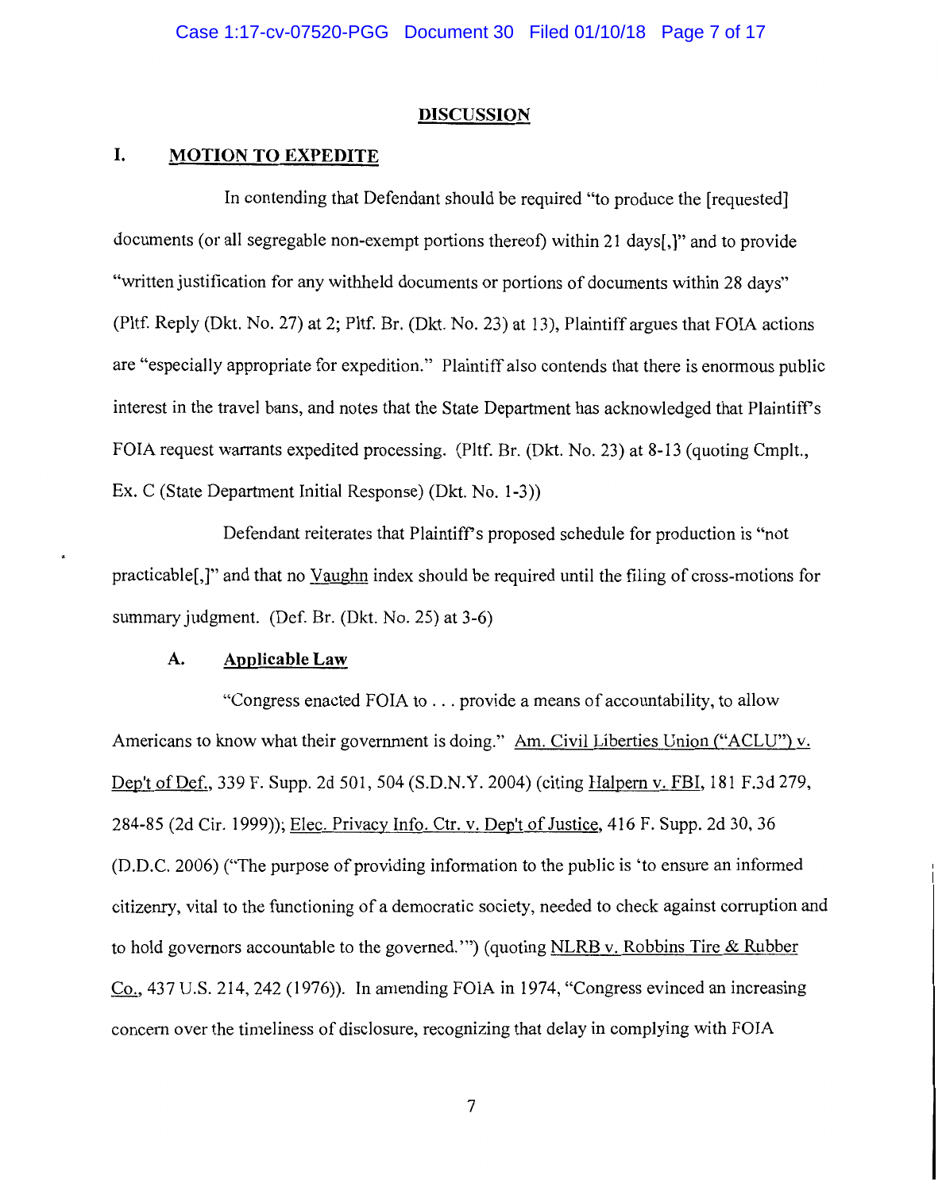## DISCUSSION

### I. MOTION TO EXPEDITE

In contending that Defendant should be required "to produce the [requested] documents (or all segregable non-exempt portions thereof) within 21 days[,]" and to provide "written justification for any withheld documents or portions of documents within 28 days" (Pltf. Reply (Dkt. No. 27) at 2; Pltf. Br. (Dkt. No. 23) at 13), Plaintiff argues that FOIA actions are "especially appropriate for expedition." Plaintiff also contends that there is enormous public interest in the travel bans, and notes that the State Department has acknowledged that Plaintiff's FOIA request warrants expedited processing. (Pltf. Br. (Dkt. No. 23) at 8-13 (quoting Cmplt., Ex. C (State Department Initial Response) (Dkt. No. 1-3))

Defendant reiterates that Plaintiff's proposed schedule for production is "not practicable[,]" and that no Vaughn index should be required until the filing of cross-motions for summary judgment. (Def. Br. (Dkt. No. 25) at 3-6)

#### A. Applicable Law

"Congress enacted FOIA to . . . provide a means of accountability, to allow Americans to know what their government is doing." Am. Civil Liberties Union ("ACLU") v. Dep't of Def., 339 F. Supp. 2d 501, 504 (S.D.N.Y. 2004) (citing Halpern v. FBI, 181 F.3d 279, 284-85 (2d Cir. 1999)); Elec. Privacy Info. Ctr. v. Dep't of Justice, 416 F. Supp. 2d 30, 36 (D.D.C. 2006) ("The purpose of providing information to the public is 'to ensure an informed citizenry, vital to the functioning of a democratic society, needed to check against corruption and to hold governors accountable to the governed.'") (quoting NLRB v. Robbins Tire & Rubber Co., 437 U.S. 214, 242 (1976)). In amending FOIA in 1974, "Congress evinced an increasing concern over the timeliness of disclosure, recognizing that delay in complying with FOIA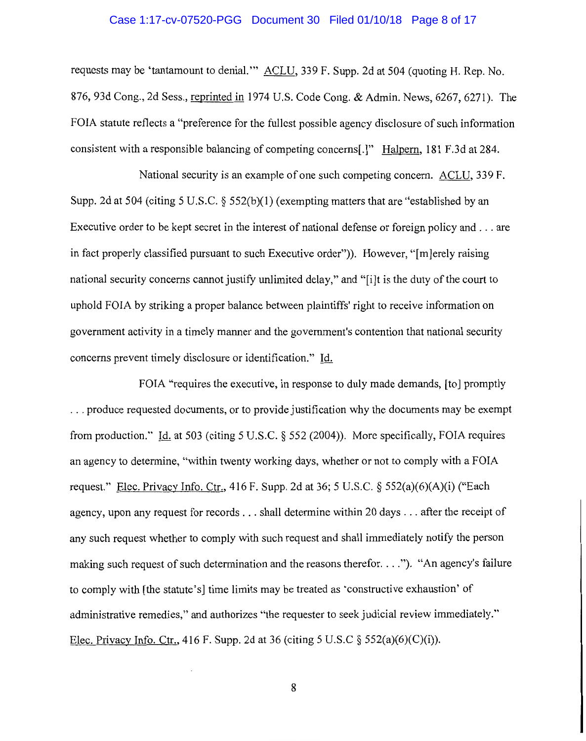requests may be 'tantamount to denial.'" ACLU, 339 F. Supp. 2d at 504 (quoting H. Rep. No. 876, 93d Cong., 2d Sess., reprinted in 1974 U.S. Code Cong. & Admin. News, 6267, 6271). The FOIA statute reflects a "preference for the fullest possible agency disclosure of such information consistent with a responsible balancing of competing concerns[.]" Halpern, 181 F.3d at 284.

National security is an example of one such competing concern. ACLU, 339 F. Supp. 2d at 504 (citing 5 U.S.C. § 552(b)(1) (exempting matters that are "established by an Executive order to be kept secret in the interest of national defense or foreign policy and . . . are in fact properly classified pursuant to such Executive order")). However, "[m]erely raising national security concerns cannot justify unlimited delay," and "[i]t is the duty of the court to uphold FOIA by striking a proper balance between plaintiffs' right to receive information on government activity in a timely manner and the government's contention that national security concerns prevent timely disclosure or identification." Id.

FOIA "requires the executive, in response to duly made demands, [to] promptly . . . produce requested documents, or to provide justification why the documents may be exempt from production." Id. at 503 (citing 5 U.S.C. § 552 (2004)). More specifically, FOIA requires an agency to determine, "within twenty working days, whether or not to comply with a FOIA request." Elec. Privacy Info. Ctr., 416 F. Supp. 2d at 36; 5 U.S.C. § 552(a)(6)(A)(i) ("Each agency, upon any request for records . . . shall determine within 20 days . . . after the receipt of any such request whether to comply with such request and shall immediately notify the person making such request of such determination and the reasons therefor. . . ."). "An agency's failure to comply with [the statute's] time limits may be treated as 'constructive exhaustion' of administrative remedies," and authorizes "the requester to seek judicial review immediately." Elec. Privacy Info. Ctr., 416 F. Supp. 2d at 36 (citing 5 U.S.C § 552(a)(6)(C)(i)).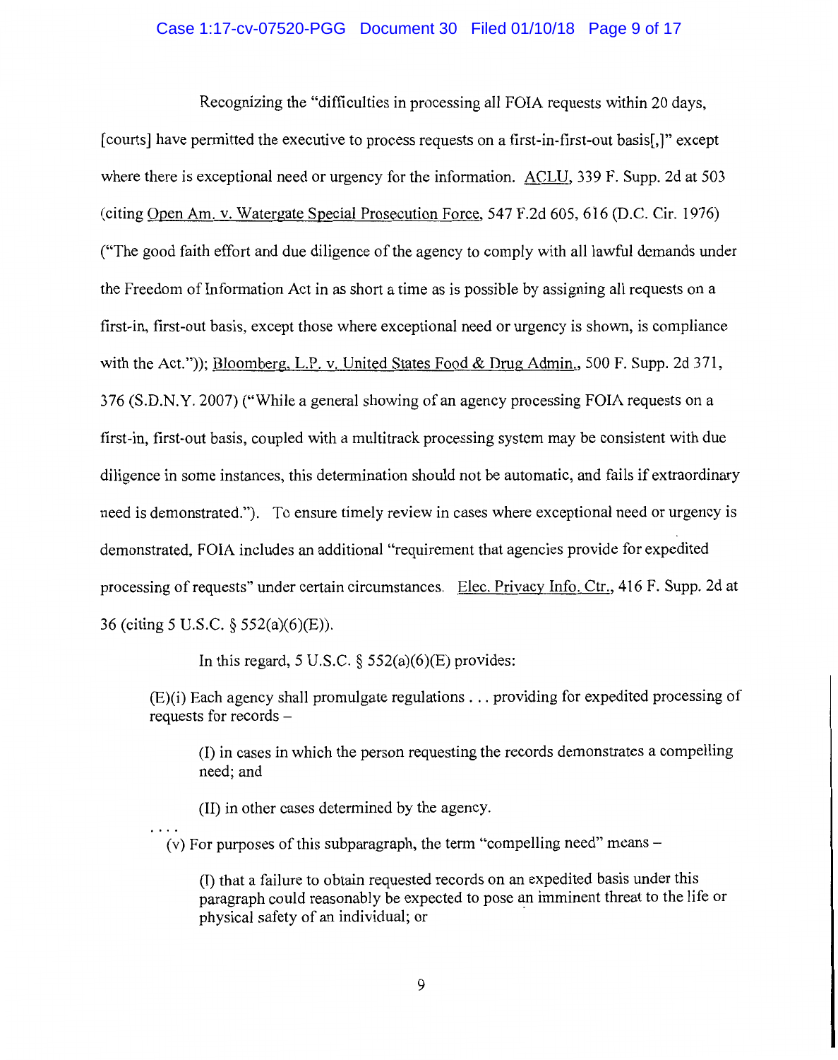Recognizing the "difficulties in processing all FOIA requests within 20 days, [courts] have permitted the executive to process requests on a first-in-first-out basis[,]" except where there is exceptional need or urgency for the information. ACLU, 339 F. Supp. 2d at 503 (citing Open Am. v. Watergate Special Prosecution Force, 547 F.2d 605, 616 (D.C. Cir. 1976) ("The good faith effort and due diligence of the agency to comply with all lawful demands under the Freedom of Information Act in as short a time as is possible by assigning all requests on a first-in, first-out basis, except those where exceptional need or urgency is shown, is compliance with the Act.")); Bloomberg, L.P. v. United States Food & Drug Admin., 500 F. Supp. 2d 371, 376 (S.D.N.Y. 2007) ("While a general showing of an agency processing FOIA requests on a first-in, first-out basis, coupled with a multitrack processing system may be consistent with due diligence in some instances, this determination should not be automatic, and fails if extraordinary need is demonstrated."). To ensure timely review in cases where exceptional need or urgency is demonstrated, FOIA includes an additional "requirement that agencies provide for expedited processing of requests" under certain circumstances. Elec. Privacy Info. Ctr., 416 F. Supp. 2d at 36 (citing 5 U.S.C. § 552(a)(6)(E)).

In this regard, 5 U.S.C. § 552(a)(6)(E) provides:

> (E)(i) Each agency shall promulgate regulations . . . providing for expedited processing of requests for records –
>
> > (I) in cases in which the person requesting the records demonstrates a compelling need; and
> >
> > (II) in other cases determined by the agency.
>
> . . . .
>
> (v) For purposes of this subparagraph, the term "compelling need" means –
>
> > (I) that a failure to obtain requested records on an expedited basis under this paragraph could reasonably be expected to pose an imminent threat to the life or physical safety of an individual; or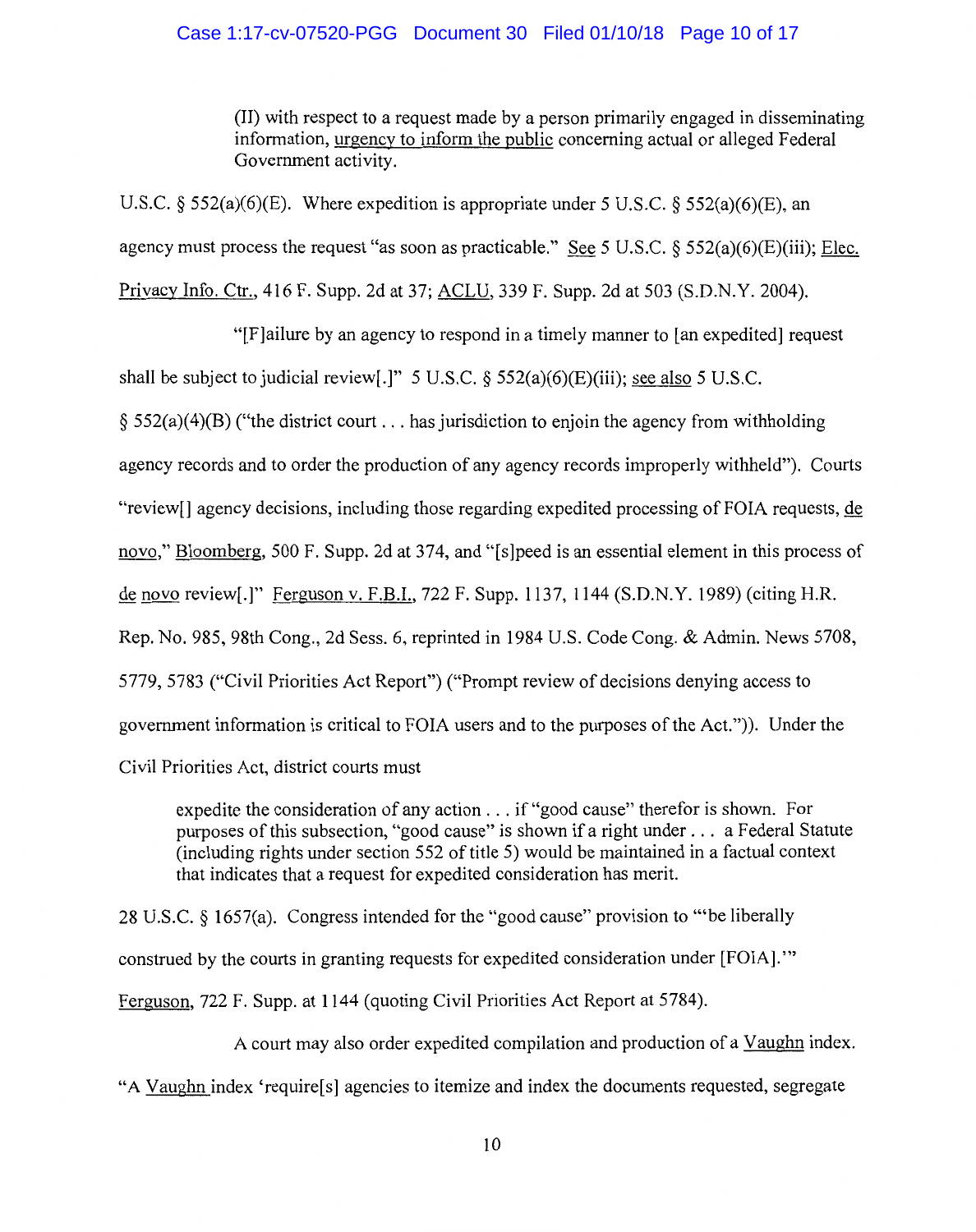> (II) with respect to a request made by a person primarily engaged in disseminating information, urgency to inform the public concerning actual or alleged Federal Government activity.

U.S.C. § 552(a)(6)(E). Where expedition is appropriate under 5 U.S.C. § 552(a)(6)(E), an agency must process the request "as soon as practicable." See 5 U.S.C. § 552(a)(6)(E)(iii); Elec. Privacy Info. Ctr., 416 F. Supp. 2d at 37; ACLU, 339 F. Supp. 2d at 503 (S.D.N.Y. 2004).

"[F]ailure by an agency to respond in a timely manner to [an expedited] request shall be subject to judicial review[.]" 5 U.S.C. § 552(a)(6)(E)(iii); see also 5 U.S.C. § 552(a)(4)(B) ("the district court . . . has jurisdiction to enjoin the agency from withholding agency records and to order the production of any agency records improperly withheld"). Courts "review[] agency decisions, including those regarding expedited processing of FOIA requests, de novo," Bloomberg, 500 F. Supp. 2d at 374, and "[s]peed is an essential element in this process of de novo review[.]" Ferguson v. F.B.I., 722 F. Supp. 1137, 1144 (S.D.N.Y. 1989) (citing H.R. Rep. No. 985, 98th Cong., 2d Sess. 6, reprinted in 1984 U.S. Code Cong. & Admin. News 5708, 5779, 5783 ("Civil Priorities Act Report") ("Prompt review of decisions denying access to government information is critical to FOIA users and to the purposes of the Act.")). Under the Civil Priorities Act, district courts must

> expedite the consideration of any action . . . if "good cause" therefor is shown. For purposes of this subsection, "good cause" is shown if a right under . . . a Federal Statute (including rights under section 552 of title 5) would be maintained in a factual context that indicates that a request for expedited consideration has merit.

28 U.S.C. § 1657(a). Congress intended for the "good cause" provision to "'be liberally construed by the courts in granting requests for expedited consideration under [FOIA].'" Ferguson, 722 F. Supp. at 1144 (quoting Civil Priorities Act Report at 5784).

A court may also order expedited compilation and production of a Vaughn index. "A Vaughn index 'require[s] agencies to itemize and index the documents requested, segregate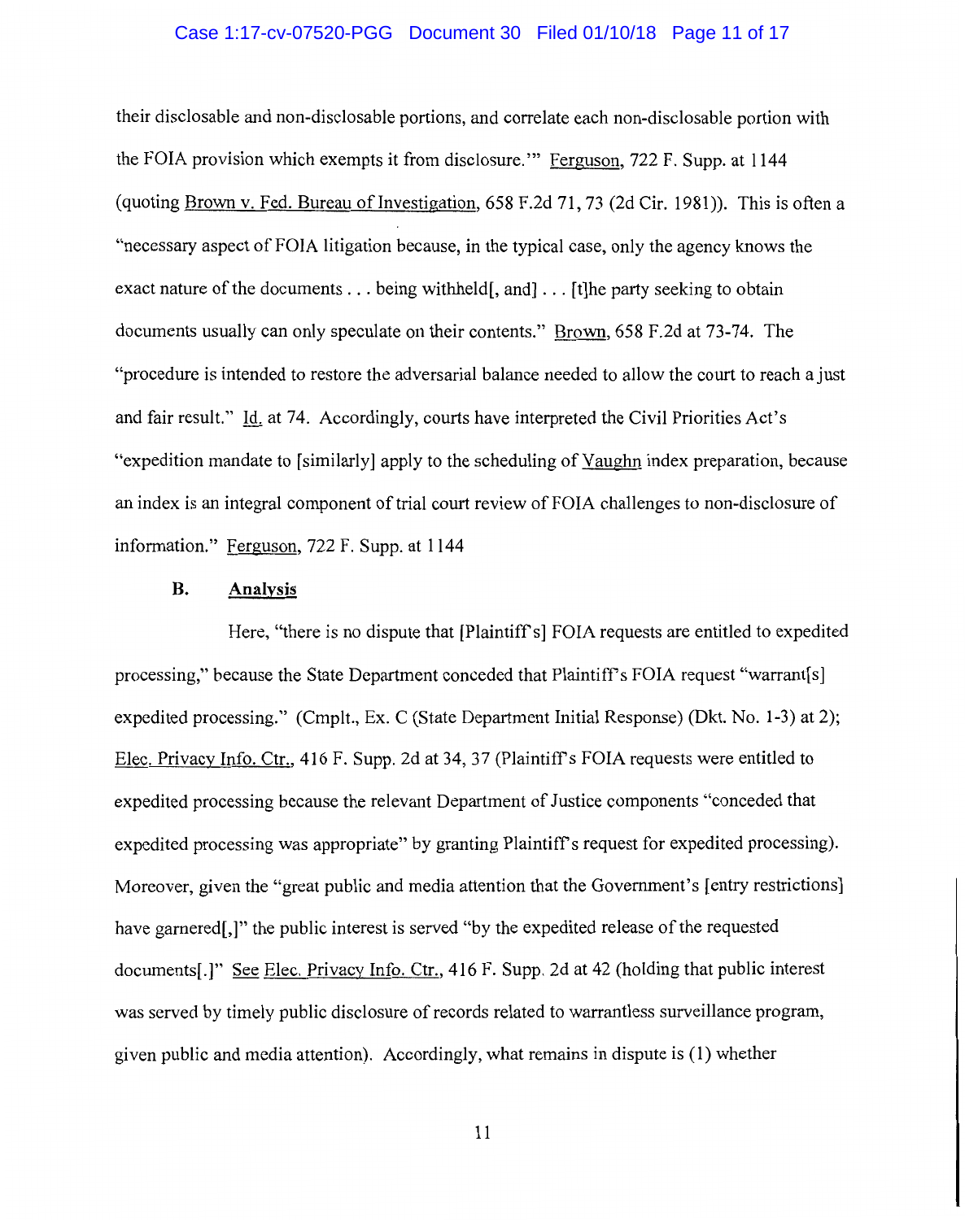their disclosable and non-disclosable portions, and correlate each non-disclosable portion with the FOIA provision which exempts it from disclosure.'" Ferguson, 722 F. Supp. at 1144 (quoting Brown v. Fed. Bureau of Investigation, 658 F.2d 71, 73 (2d Cir. 1981)). This is often a "necessary aspect of FOIA litigation because, in the typical case, only the agency knows the exact nature of the documents . . . being withheld[, and] . . . [t]he party seeking to obtain documents usually can only speculate on their contents." Brown, 658 F.2d at 73-74. The "procedure is intended to restore the adversarial balance needed to allow the court to reach a just and fair result." Id. at 74. Accordingly, courts have interpreted the Civil Priorities Act's "expedition mandate to [similarly] apply to the scheduling of Vaughn index preparation, because an index is an integral component of trial court review of FOIA challenges to non-disclosure of information." Ferguson, 722 F. Supp. at 1144

### B. Analysis

Here, "there is no dispute that [Plaintiff's] FOIA requests are entitled to expedited processing," because the State Department conceded that Plaintiff's FOIA request "warrant[s] expedited processing." (Cmplt., Ex. C (State Department Initial Response) (Dkt. No. 1-3) at 2); Elec. Privacy Info. Ctr., 416 F. Supp. 2d at 34, 37 (Plaintiff's FOIA requests were entitled to expedited processing because the relevant Department of Justice components "conceded that expedited processing was appropriate" by granting Plaintiff's request for expedited processing). Moreover, given the "great public and media attention that the Government's [entry restrictions] have garnered[,]" the public interest is served "by the expedited release of the requested documents[.]" See Elec. Privacy Info. Ctr., 416 F. Supp. 2d at 42 (holding that public interest was served by timely public disclosure of records related to warrantless surveillance program, given public and media attention). Accordingly, what remains in dispute is (1) whether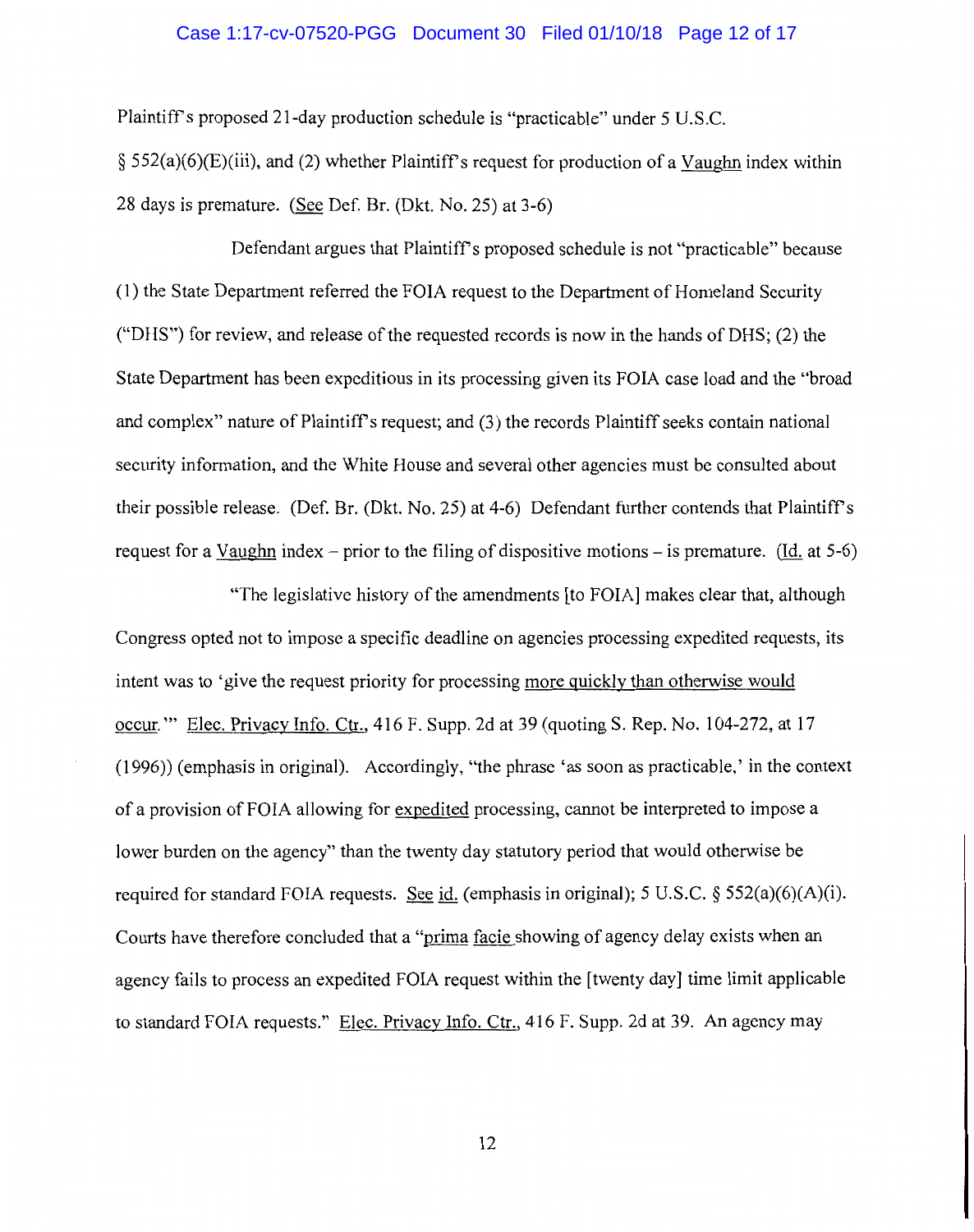Plaintiff's proposed 21-day production schedule is "practicable" under 5 U.S.C. § 552(a)(6)(E)(iii), and (2) whether Plaintiff's request for production of a Vaughn index within 28 days is premature. (See Def. Br. (Dkt. No. 25) at 3-6)

Defendant argues that Plaintiff's proposed schedule is not "practicable" because (1) the State Department referred the FOIA request to the Department of Homeland Security ("DHS") for review, and release of the requested records is now in the hands of DHS; (2) the State Department has been expeditious in its processing given its FOIA case load and the "broad and complex" nature of Plaintiff's request; and (3) the records Plaintiff seeks contain national security information, and the White House and several other agencies must be consulted about their possible release. (Def. Br. (Dkt. No. 25) at 4-6) Defendant further contends that Plaintiff's request for a Vaughn index – prior to the filing of dispositive motions – is premature. (Id. at 5-6)

"The legislative history of the amendments [to FOIA] makes clear that, although Congress opted not to impose a specific deadline on agencies processing expedited requests, its intent was to 'give the request priority for processing more quickly than otherwise would occur.'" Elec. Privacy Info. Ctr., 416 F. Supp. 2d at 39 (quoting S. Rep. No. 104-272, at 17 (1996)) (emphasis in original). Accordingly, "the phrase 'as soon as practicable,' in the context of a provision of FOIA allowing for expedited processing, cannot be interpreted to impose a lower burden on the agency" than the twenty day statutory period that would otherwise be required for standard FOIA requests. See id. (emphasis in original); 5 U.S.C. § 552(a)(6)(A)(i). Courts have therefore concluded that a "prima facie showing of agency delay exists when an agency fails to process an expedited FOIA request within the [twenty day] time limit applicable to standard FOIA requests." Elec. Privacy Info. Ctr., 416 F. Supp. 2d at 39. An agency may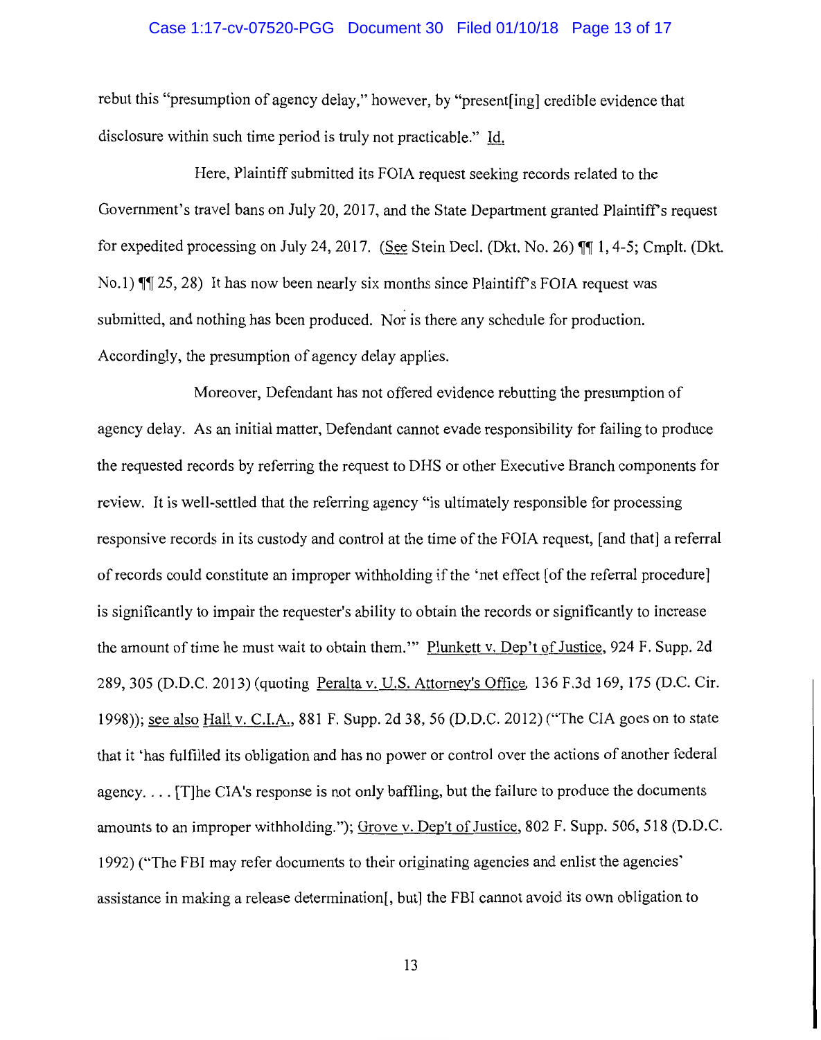rebut this "presumption of agency delay," however, by "present[ing] credible evidence that disclosure within such time period is truly not practicable." Id.

Here, Plaintiff submitted its FOIA request seeking records related to the Government's travel bans on July 20, 2017, and the State Department granted Plaintiff's request for expedited processing on July 24, 2017. (See Stein Decl. (Dkt. No. 26) ¶¶ 1, 4-5; Cmplt. (Dkt. No.1) ¶¶ 25, 28) It has now been nearly six months since Plaintiff's FOIA request was submitted, and nothing has been produced. Nor is there any schedule for production. Accordingly, the presumption of agency delay applies.

Moreover, Defendant has not offered evidence rebutting the presumption of agency delay. As an initial matter, Defendant cannot evade responsibility for failing to produce the requested records by referring the request to DHS or other Executive Branch components for review. It is well-settled that the referring agency "is ultimately responsible for processing responsive records in its custody and control at the time of the FOIA request, [and that] a referral of records could constitute an improper withholding if the 'net effect [of the referral procedure] is significantly to impair the requester's ability to obtain the records or significantly to increase the amount of time he must wait to obtain them.'" Plunkett v. Dep't of Justice, 924 F. Supp. 2d 289, 305 (D.D.C. 2013) (quoting Peralta v. U.S. Attorney's Office, 136 F.3d 169, 175 (D.C. Cir. 1998)); see also Hall v. C.I.A., 881 F. Supp. 2d 38, 56 (D.D.C. 2012) ("The CIA goes on to state that it 'has fulfilled its obligation and has no power or control over the actions of another federal agency. . . . [T]he CIA's response is not only baffling, but the failure to produce the documents amounts to an improper withholding."); Grove v. Dep't of Justice, 802 F. Supp. 506, 518 (D.D.C. 1992) ("The FBI may refer documents to their originating agencies and enlist the agencies' assistance in making a release determination[, but] the FBI cannot avoid its own obligation to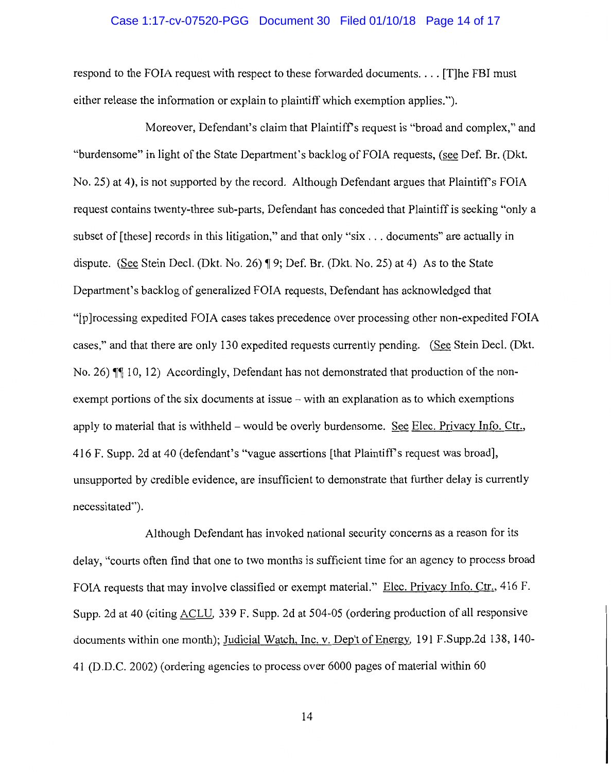respond to the FOIA request with respect to these forwarded documents. . . . [T]he FBI must either release the information or explain to plaintiff which exemption applies.").

Moreover, Defendant's claim that Plaintiff's request is "broad and complex," and "burdensome" in light of the State Department's backlog of FOIA requests, (see Def. Br. (Dkt. No. 25) at 4), is not supported by the record. Although Defendant argues that Plaintiff's FOIA request contains twenty-three sub-parts, Defendant has conceded that Plaintiff is seeking "only a subset of [these] records in this litigation," and that only "six . . . documents" are actually in dispute. (See Stein Decl. (Dkt. No. 26) ¶ 9; Def. Br. (Dkt. No. 25) at 4) As to the State Department's backlog of generalized FOIA requests, Defendant has acknowledged that "[p]rocessing expedited FOIA cases takes precedence over processing other non-expedited FOIA cases," and that there are only 130 expedited requests currently pending. (See Stein Decl. (Dkt. No. 26) ¶¶ 10, 12) Accordingly, Defendant has not demonstrated that production of the non-exempt portions of the six documents at issue – with an explanation as to which exemptions apply to material that is withheld – would be overly burdensome. See Elec. Privacy Info. Ctr., 416 F. Supp. 2d at 40 (defendant's "vague assertions [that Plaintiff's request was broad], unsupported by credible evidence, are insufficient to demonstrate that further delay is currently necessitated").

Although Defendant has invoked national security concerns as a reason for its delay, "courts often find that one to two months is sufficient time for an agency to process broad FOIA requests that may involve classified or exempt material." Elec. Privacy Info. Ctr., 416 F. Supp. 2d at 40 (citing ACLU, 339 F. Supp. 2d at 504-05 (ordering production of all responsive documents within one month); Judicial Watch, Inc. v. Dep't of Energy, 191 F.Supp.2d 138, 140-41 (D.D.C. 2002) (ordering agencies to process over 6000 pages of material within 60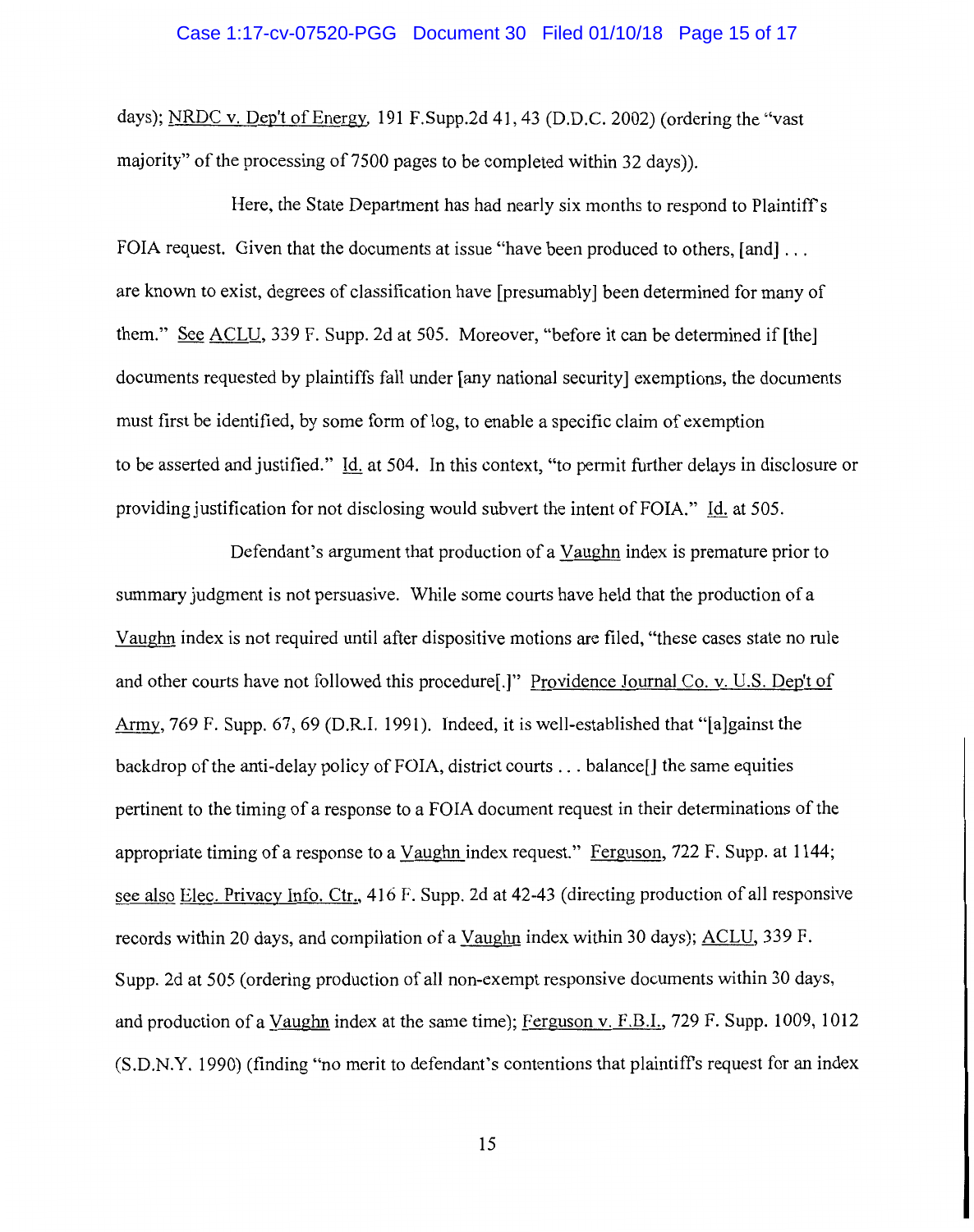days); NRDC v. Dep't of Energy, 191 F.Supp.2d 41, 43 (D.D.C. 2002) (ordering the "vast majority" of the processing of 7500 pages to be completed within 32 days)).

Here, the State Department has had nearly six months to respond to Plaintiff's FOIA request. Given that the documents at issue "have been produced to others, [and] . . . are known to exist, degrees of classification have [presumably] been determined for many of them." See ACLU, 339 F. Supp. 2d at 505. Moreover, "before it can be determined if [the] documents requested by plaintiffs fall under [any national security] exemptions, the documents must first be identified, by some form of log, to enable a specific claim of exemption to be asserted and justified." Id. at 504. In this context, "to permit further delays in disclosure or providing justification for not disclosing would subvert the intent of FOIA." Id. at 505.

Defendant's argument that production of a Vaughn index is premature prior to summary judgment is not persuasive. While some courts have held that the production of a Vaughn index is not required until after dispositive motions are filed, "these cases state no rule and other courts have not followed this procedure[.]" Providence Journal Co. v. U.S. Dep't of Army, 769 F. Supp. 67, 69 (D.R.I. 1991). Indeed, it is well-established that "[a]gainst the backdrop of the anti-delay policy of FOIA, district courts . . . balance[] the same equities pertinent to the timing of a response to a FOIA document request in their determinations of the appropriate timing of a response to a Vaughn index request." Ferguson, 722 F. Supp. at 1144; see also Elec. Privacy Info. Ctr., 416 F. Supp. 2d at 42-43 (directing production of all responsive records within 20 days, and compilation of a Vaughn index within 30 days); ACLU, 339 F. Supp. 2d at 505 (ordering production of all non-exempt responsive documents within 30 days, and production of a Vaughn index at the same time); Ferguson v. F.B.I., 729 F. Supp. 1009, 1012 (S.D.N.Y. 1990) (finding "no merit to defendant's contentions that plaintiff's request for an index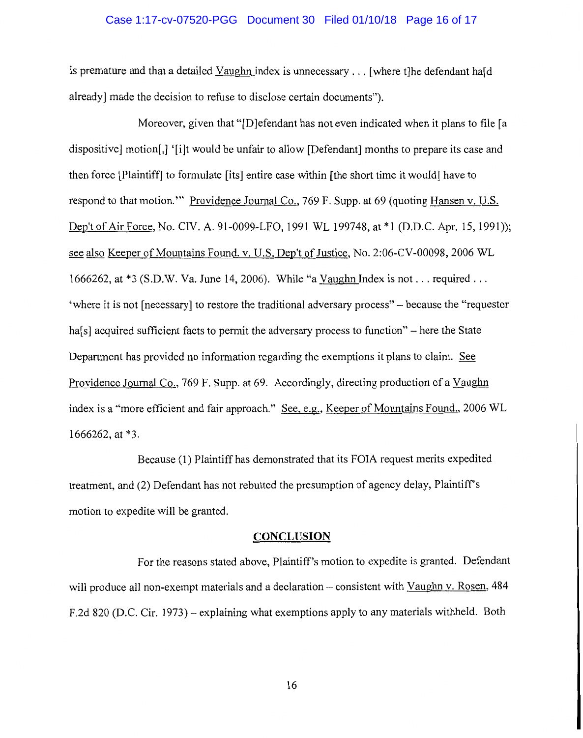is premature and that a detailed Vaughn index is unnecessary . . . [where t]he defendant ha[d already] made the decision to refuse to disclose certain documents").

Moreover, given that "[D]efendant has not even indicated when it plans to file [a dispositive] motion[,] '[i]t would be unfair to allow [Defendant] months to prepare its case and then force [Plaintiff] to formulate [its] entire case within [the short time it would] have to respond to that motion.'" Providence Journal Co., 769 F. Supp. at 69 (quoting Hansen v. U.S. Dep't of Air Force, No. CIV. A. 91-0099-LFO, 1991 WL 199748, at *1 (D.D.C. Apr. 15, 1991)); see also Keeper of Mountains Found. v. U.S. Dep't of Justice, No. 2:06-CV-00098, 2006 WL 1666262, at *3 (S.D.W. Va. June 14, 2006). While "a Vaughn Index is not . . . required . . . 'where it is not [necessary] to restore the traditional adversary process" – because the "requestor ha[s] acquired sufficient facts to permit the adversary process to function" – here the State Department has provided no information regarding the exemptions it plans to claim. See Providence Journal Co., 769 F. Supp. at 69. Accordingly, directing production of a Vaughn index is a "more efficient and fair approach." See, e.g., Keeper of Mountains Found., 2006 WL 1666262, at *3.

Because (1) Plaintiff has demonstrated that its FOIA request merits expedited treatment, and (2) Defendant has not rebutted the presumption of agency delay, Plaintiff's motion to expedite will be granted.

## CONCLUSION

For the reasons stated above, Plaintiff's motion to expedite is granted. Defendant will produce all non-exempt materials and a declaration – consistent with Vaughn v. Rosen, 484 F.2d 820 (D.C. Cir. 1973) – explaining what exemptions apply to any materials withheld. Both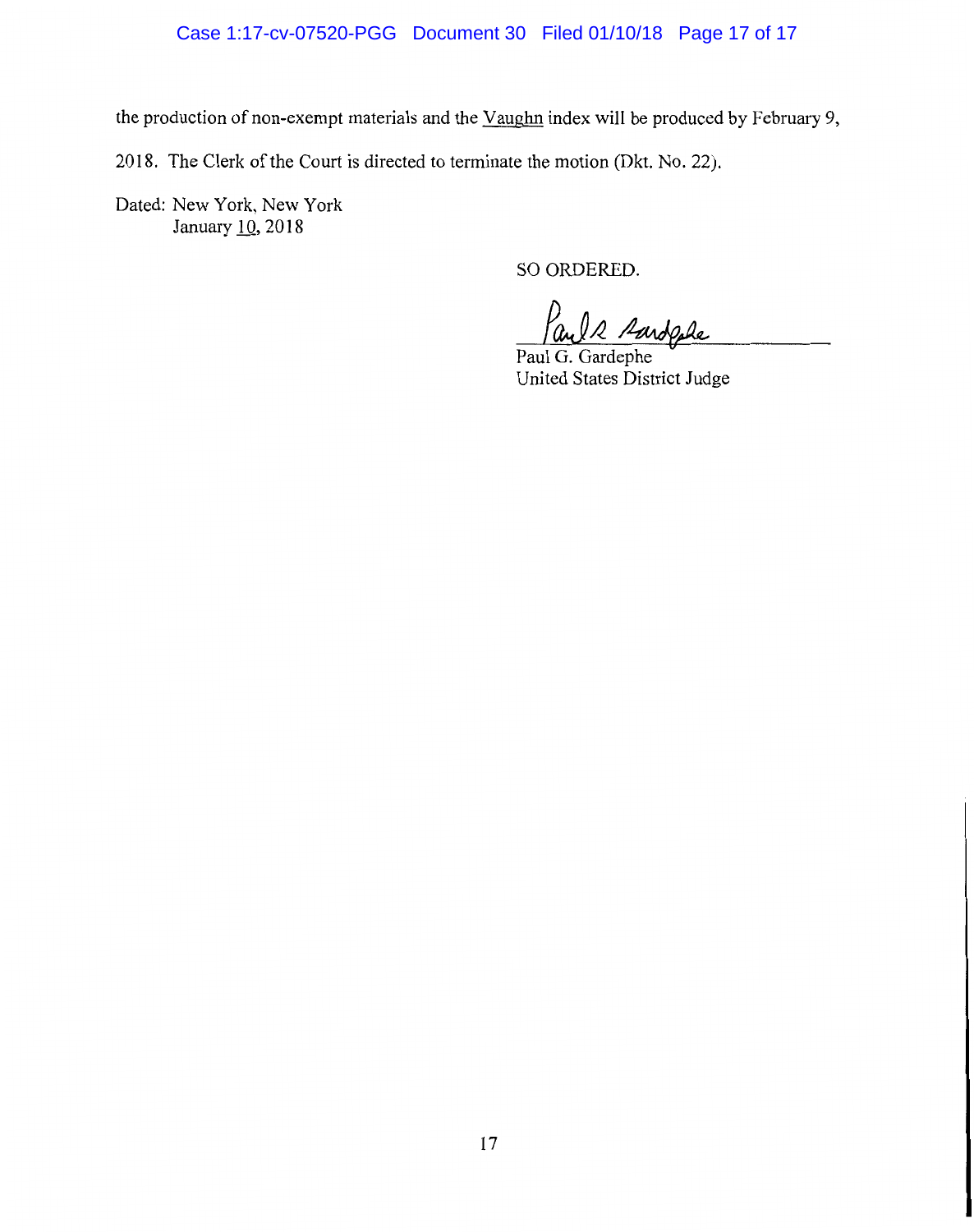the production of non-exempt materials and the Vaughn index will be produced by February 9, 2018. The Clerk of the Court is directed to terminate the motion (Dkt. No. 22).

Dated: New York, New York
January 10, 2018

SO ORDERED.

Paul G. Gardephe
United States District Judge